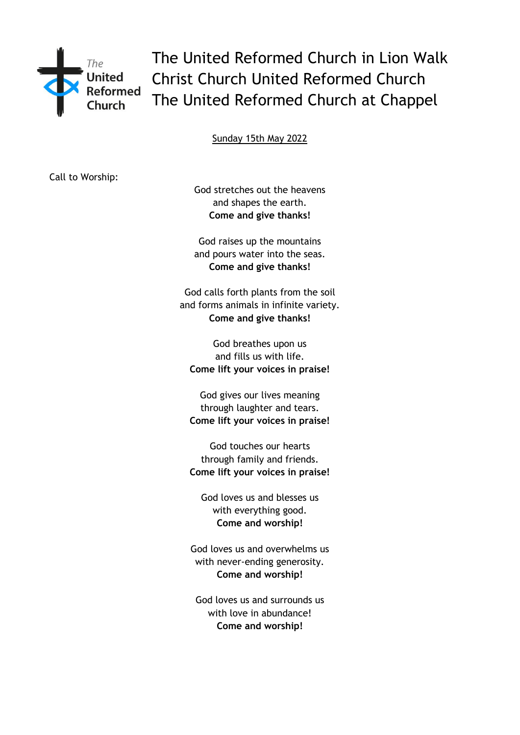# The United Reformed Church in Lion Walk
# Christ Church United Reformed Church
# The United Reformed Church at Chappel

Sunday 15th May 2022

Call to Worship:

God stretches out the heavens  
and shapes the earth.  
**Come and give thanks!**

God raises up the mountains  
and pours water into the seas.  
**Come and give thanks!**

God calls forth plants from the soil  
and forms animals in infinite variety.  
**Come and give thanks!**

God breathes upon us  
and fills us with life.  
**Come lift your voices in praise!**

God gives our lives meaning  
through laughter and tears.  
**Come lift your voices in praise!**

God touches our hearts  
through family and friends.  
**Come lift your voices in praise!**

God loves us and blesses us  
with everything good.  
**Come and worship!**

God loves us and overwhelms us  
with never-ending generosity.  
**Come and worship!**

God loves us and surrounds us  
with love in abundance!  
**Come and worship!**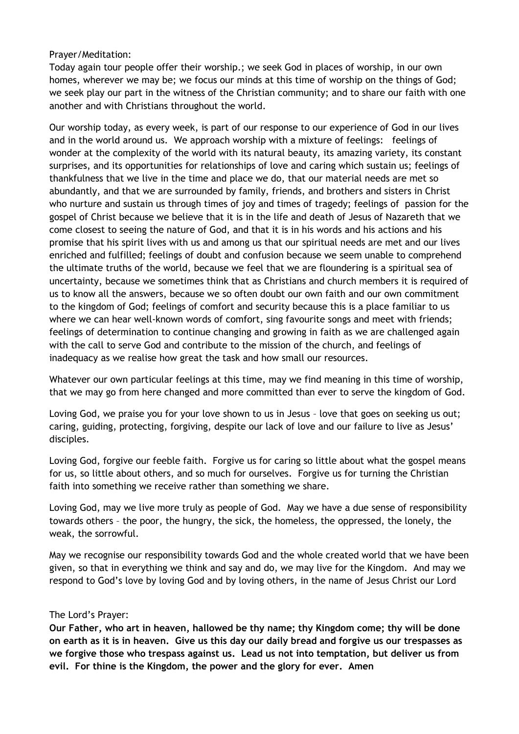Prayer/Meditation:

Today again tour people offer their worship.; we seek God in places of worship, in our own homes, wherever we may be; we focus our minds at this time of worship on the things of God; we seek play our part in the witness of the Christian community; and to share our faith with one another and with Christians throughout the world.

Our worship today, as every week, is part of our response to our experience of God in our lives and in the world around us. We approach worship with a mixture of feelings: feelings of wonder at the complexity of the world with its natural beauty, its amazing variety, its constant surprises, and its opportunities for relationships of love and caring which sustain us; feelings of thankfulness that we live in the time and place we do, that our material needs are met so abundantly, and that we are surrounded by family, friends, and brothers and sisters in Christ who nurture and sustain us through times of joy and times of tragedy; feelings of passion for the gospel of Christ because we believe that it is in the life and death of Jesus of Nazareth that we come closest to seeing the nature of God, and that it is in his words and his actions and his promise that his spirit lives with us and among us that our spiritual needs are met and our lives enriched and fulfilled; feelings of doubt and confusion because we seem unable to comprehend the ultimate truths of the world, because we feel that we are floundering is a spiritual sea of uncertainty, because we sometimes think that as Christians and church members it is required of us to know all the answers, because we so often doubt our own faith and our own commitment to the kingdom of God; feelings of comfort and security because this is a place familiar to us where we can hear well-known words of comfort, sing favourite songs and meet with friends; feelings of determination to continue changing and growing in faith as we are challenged again with the call to serve God and contribute to the mission of the church, and feelings of inadequacy as we realise how great the task and how small our resources.

Whatever our own particular feelings at this time, may we find meaning in this time of worship, that we may go from here changed and more committed than ever to serve the kingdom of God.

Loving God, we praise you for your love shown to us in Jesus – love that goes on seeking us out; caring, guiding, protecting, forgiving, despite our lack of love and our failure to live as Jesus' disciples.

Loving God, forgive our feeble faith. Forgive us for caring so little about what the gospel means for us, so little about others, and so much for ourselves. Forgive us for turning the Christian faith into something we receive rather than something we share.

Loving God, may we live more truly as people of God. May we have a due sense of responsibility towards others – the poor, the hungry, the sick, the homeless, the oppressed, the lonely, the weak, the sorrowful.

May we recognise our responsibility towards God and the whole created world that we have been given, so that in everything we think and say and do, we may live for the Kingdom. And may we respond to God's love by loving God and by loving others, in the name of Jesus Christ our Lord

The Lord's Prayer:

**Our Father, who art in heaven, hallowed be thy name; thy Kingdom come; thy will be done on earth as it is in heaven. Give us this day our daily bread and forgive us our trespasses as we forgive those who trespass against us. Lead us not into temptation, but deliver us from evil. For thine is the Kingdom, the power and the glory for ever. Amen**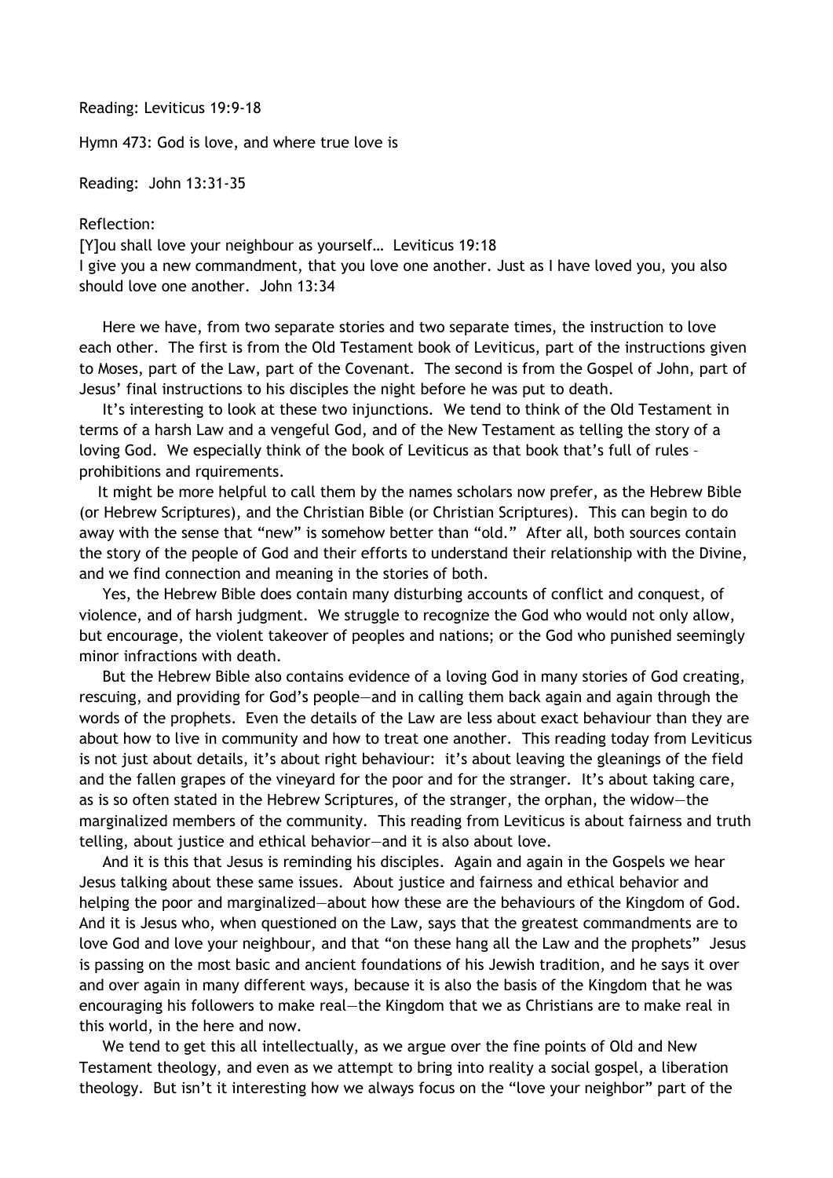Reading: Leviticus 19:9-18

Hymn 473: God is love, and where true love is

Reading: John 13:31-35

Reflection:

[Y]ou shall love your neighbour as yourself… Leviticus 19:18

I give you a new commandment, that you love one another. Just as I have loved you, you also should love one another. John 13:34

Here we have, from two separate stories and two separate times, the instruction to love each other. The first is from the Old Testament book of Leviticus, part of the instructions given to Moses, part of the Law, part of the Covenant. The second is from the Gospel of John, part of Jesus' final instructions to his disciples the night before he was put to death.

It's interesting to look at these two injunctions. We tend to think of the Old Testament in terms of a harsh Law and a vengeful God, and of the New Testament as telling the story of a loving God. We especially think of the book of Leviticus as that book that's full of rules – prohibitions and rquirements.

It might be more helpful to call them by the names scholars now prefer, as the Hebrew Bible (or Hebrew Scriptures), and the Christian Bible (or Christian Scriptures). This can begin to do away with the sense that "new" is somehow better than "old." After all, both sources contain the story of the people of God and their efforts to understand their relationship with the Divine, and we find connection and meaning in the stories of both.

Yes, the Hebrew Bible does contain many disturbing accounts of conflict and conquest, of violence, and of harsh judgment. We struggle to recognize the God who would not only allow, but encourage, the violent takeover of peoples and nations; or the God who punished seemingly minor infractions with death.

But the Hebrew Bible also contains evidence of a loving God in many stories of God creating, rescuing, and providing for God's people—and in calling them back again and again through the words of the prophets. Even the details of the Law are less about exact behaviour than they are about how to live in community and how to treat one another. This reading today from Leviticus is not just about details, it's about right behaviour: it's about leaving the gleanings of the field and the fallen grapes of the vineyard for the poor and for the stranger. It's about taking care, as is so often stated in the Hebrew Scriptures, of the stranger, the orphan, the widow—the marginalized members of the community. This reading from Leviticus is about fairness and truth telling, about justice and ethical behavior—and it is also about love.

And it is this that Jesus is reminding his disciples. Again and again in the Gospels we hear Jesus talking about these same issues. About justice and fairness and ethical behavior and helping the poor and marginalized—about how these are the behaviours of the Kingdom of God. And it is Jesus who, when questioned on the Law, says that the greatest commandments are to love God and love your neighbour, and that "on these hang all the Law and the prophets" Jesus is passing on the most basic and ancient foundations of his Jewish tradition, and he says it over and over again in many different ways, because it is also the basis of the Kingdom that he was encouraging his followers to make real—the Kingdom that we as Christians are to make real in this world, in the here and now.

We tend to get this all intellectually, as we argue over the fine points of Old and New Testament theology, and even as we attempt to bring into reality a social gospel, a liberation theology. But isn't it interesting how we always focus on the "love your neighbor" part of the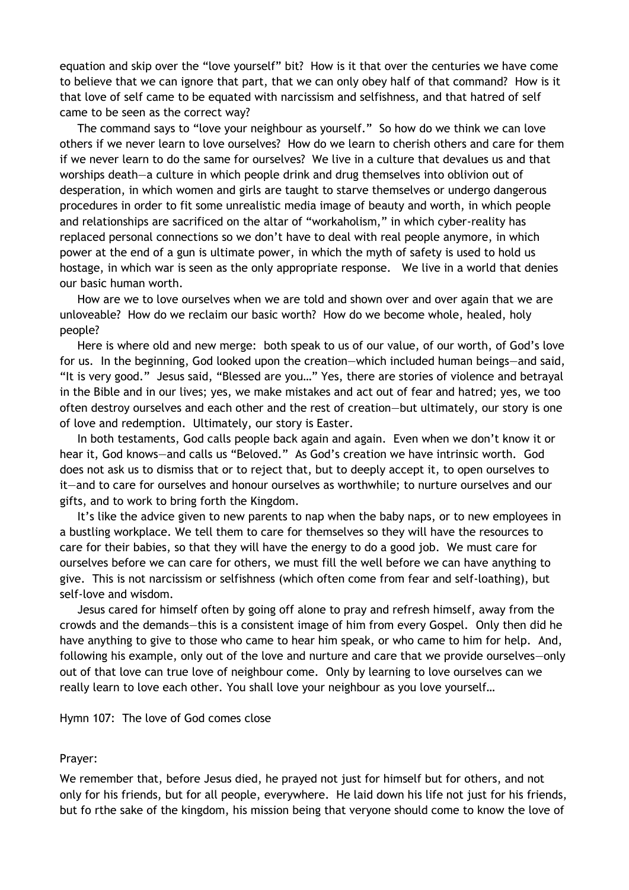equation and skip over the "love yourself" bit? How is it that over the centuries we have come to believe that we can ignore that part, that we can only obey half of that command? How is it that love of self came to be equated with narcissism and selfishness, and that hatred of self came to be seen as the correct way?

The command says to "love your neighbour as yourself." So how do we think we can love others if we never learn to love ourselves? How do we learn to cherish others and care for them if we never learn to do the same for ourselves? We live in a culture that devalues us and that worships death—a culture in which people drink and drug themselves into oblivion out of desperation, in which women and girls are taught to starve themselves or undergo dangerous procedures in order to fit some unrealistic media image of beauty and worth, in which people and relationships are sacrificed on the altar of "workaholism," in which cyber-reality has replaced personal connections so we don't have to deal with real people anymore, in which power at the end of a gun is ultimate power, in which the myth of safety is used to hold us hostage, in which war is seen as the only appropriate response. We live in a world that denies our basic human worth.

How are we to love ourselves when we are told and shown over and over again that we are unloveable? How do we reclaim our basic worth? How do we become whole, healed, holy people?

Here is where old and new merge: both speak to us of our value, of our worth, of God's love for us. In the beginning, God looked upon the creation—which included human beings—and said, "It is very good." Jesus said, "Blessed are you…" Yes, there are stories of violence and betrayal in the Bible and in our lives; yes, we make mistakes and act out of fear and hatred; yes, we too often destroy ourselves and each other and the rest of creation—but ultimately, our story is one of love and redemption. Ultimately, our story is Easter.

In both testaments, God calls people back again and again. Even when we don't know it or hear it, God knows—and calls us "Beloved." As God's creation we have intrinsic worth. God does not ask us to dismiss that or to reject that, but to deeply accept it, to open ourselves to it—and to care for ourselves and honour ourselves as worthwhile; to nurture ourselves and our gifts, and to work to bring forth the Kingdom.

It's like the advice given to new parents to nap when the baby naps, or to new employees in a bustling workplace. We tell them to care for themselves so they will have the resources to care for their babies, so that they will have the energy to do a good job. We must care for ourselves before we can care for others, we must fill the well before we can have anything to give. This is not narcissism or selfishness (which often come from fear and self-loathing), but self-love and wisdom.

Jesus cared for himself often by going off alone to pray and refresh himself, away from the crowds and the demands—this is a consistent image of him from every Gospel. Only then did he have anything to give to those who came to hear him speak, or who came to him for help. And, following his example, only out of the love and nurture and care that we provide ourselves—only out of that love can true love of neighbour come. Only by learning to love ourselves can we really learn to love each other. You shall love your neighbour as you love yourself…

Hymn 107: The love of God comes close

Prayer:

We remember that, before Jesus died, he prayed not just for himself but for others, and not only for his friends, but for all people, everywhere. He laid down his life not just for his friends, but fo rthe sake of the kingdom, his mission being that veryone should come to know the love of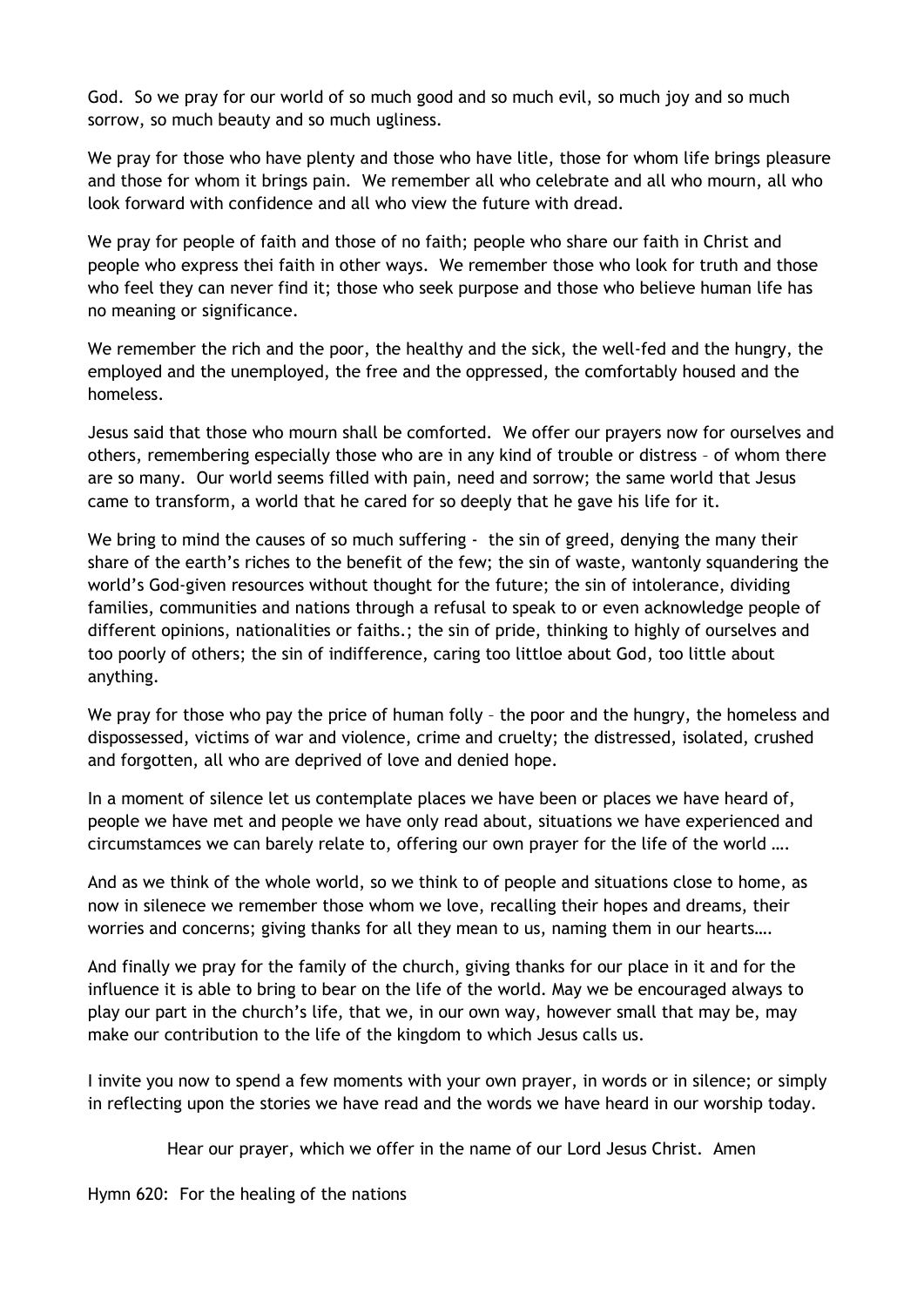God. So we pray for our world of so much good and so much evil, so much joy and so much sorrow, so much beauty and so much ugliness.

We pray for those who have plenty and those who have litle, those for whom life brings pleasure and those for whom it brings pain. We remember all who celebrate and all who mourn, all who look forward with confidence and all who view the future with dread.

We pray for people of faith and those of no faith; people who share our faith in Christ and people who express thei faith in other ways. We remember those who look for truth and those who feel they can never find it; those who seek purpose and those who believe human life has no meaning or significance.

We remember the rich and the poor, the healthy and the sick, the well-fed and the hungry, the employed and the unemployed, the free and the oppressed, the comfortably housed and the homeless.

Jesus said that those who mourn shall be comforted. We offer our prayers now for ourselves and others, remembering especially those who are in any kind of trouble or distress – of whom there are so many. Our world seems filled with pain, need and sorrow; the same world that Jesus came to transform, a world that he cared for so deeply that he gave his life for it.

We bring to mind the causes of so much suffering - the sin of greed, denying the many their share of the earth's riches to the benefit of the few; the sin of waste, wantonly squandering the world's God-given resources without thought for the future; the sin of intolerance, dividing families, communities and nations through a refusal to speak to or even acknowledge people of different opinions, nationalities or faiths.; the sin of pride, thinking to highly of ourselves and too poorly of others; the sin of indifference, caring too littloe about God, too little about anything.

We pray for those who pay the price of human folly – the poor and the hungry, the homeless and dispossessed, victims of war and violence, crime and cruelty; the distressed, isolated, crushed and forgotten, all who are deprived of love and denied hope.

In a moment of silence let us contemplate places we have been or places we have heard of, people we have met and people we have only read about, situations we have experienced and circumstamces we can barely relate to, offering our own prayer for the life of the world ….

And as we think of the whole world, so we think to of people and situations close to home, as now in silenece we remember those whom we love, recalling their hopes and dreams, their worries and concerns; giving thanks for all they mean to us, naming them in our hearts….

And finally we pray for the family of the church, giving thanks for our place in it and for the influence it is able to bring to bear on the life of the world. May we be encouraged always to play our part in the church's life, that we, in our own way, however small that may be, may make our contribution to the life of the kingdom to which Jesus calls us.

I invite you now to spend a few moments with your own prayer, in words or in silence; or simply in reflecting upon the stories we have read and the words we have heard in our worship today.

Hear our prayer, which we offer in the name of our Lord Jesus Christ. Amen

Hymn 620: For the healing of the nations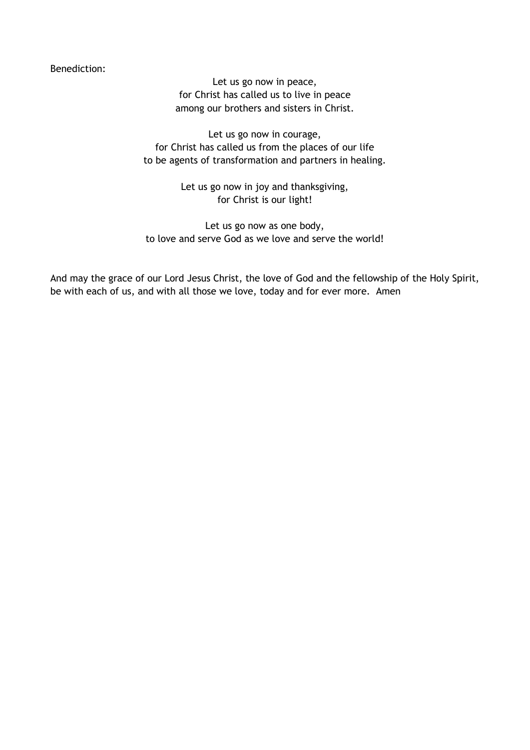Benediction:

Let us go now in peace,  
for Christ has called us to live in peace  
among our brothers and sisters in Christ.

Let us go now in courage,  
for Christ has called us from the places of our life  
to be agents of transformation and partners in healing.

Let us go now in joy and thanksgiving,  
for Christ is our light!

Let us go now as one body,  
to love and serve God as we love and serve the world!

And may the grace of our Lord Jesus Christ, the love of God and the fellowship of the Holy Spirit, be with each of us, and with all those we love, today and for ever more. Amen